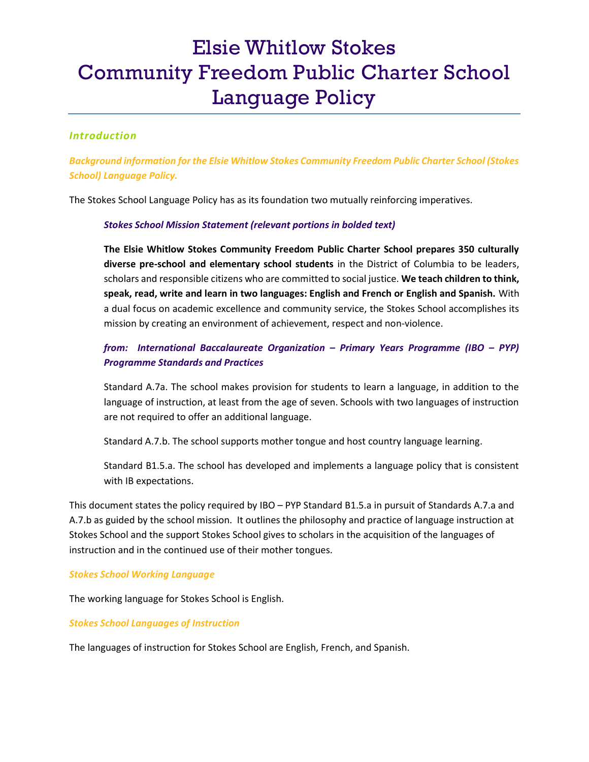# Elsie Whitlow Stokes Community Freedom Public Charter School Language Policy

## *Introduction*

### *Background information for the Elsie Whitlow Stokes Community Freedom Public Charter School (Stokes School) Language Policy.*

The Stokes School Language Policy has as its foundation two mutually reinforcing imperatives.

> ***Stokes School Mission Statement (relevant portions in bolded text)***
>
> **The Elsie Whitlow Stokes Community Freedom Public Charter School prepares 350 culturally diverse pre-school and elementary school students** in the District of Columbia to be leaders, scholars and responsible citizens who are committed to social justice. **We teach children to think, speak, read, write and learn in two languages: English and French or English and Spanish.** With a dual focus on academic excellence and community service, the Stokes School accomplishes its mission by creating an environment of achievement, respect and non-violence.
>
> ***from: International Baccalaureate Organization – Primary Years Programme (IBO – PYP) Programme Standards and Practices***
>
> Standard A.7a. The school makes provision for students to learn a language, in addition to the language of instruction, at least from the age of seven. Schools with two languages of instruction are not required to offer an additional language.
>
> Standard A.7.b. The school supports mother tongue and host country language learning.
>
> Standard B1.5.a. The school has developed and implements a language policy that is consistent with IB expectations.

This document states the policy required by IBO – PYP Standard B1.5.a in pursuit of Standards A.7.a and A.7.b as guided by the school mission. It outlines the philosophy and practice of language instruction at Stokes School and the support Stokes School gives to scholars in the acquisition of the languages of instruction and in the continued use of their mother tongues.

### *Stokes School Working Language*

The working language for Stokes School is English.

### *Stokes School Languages of Instruction*

The languages of instruction for Stokes School are English, French, and Spanish.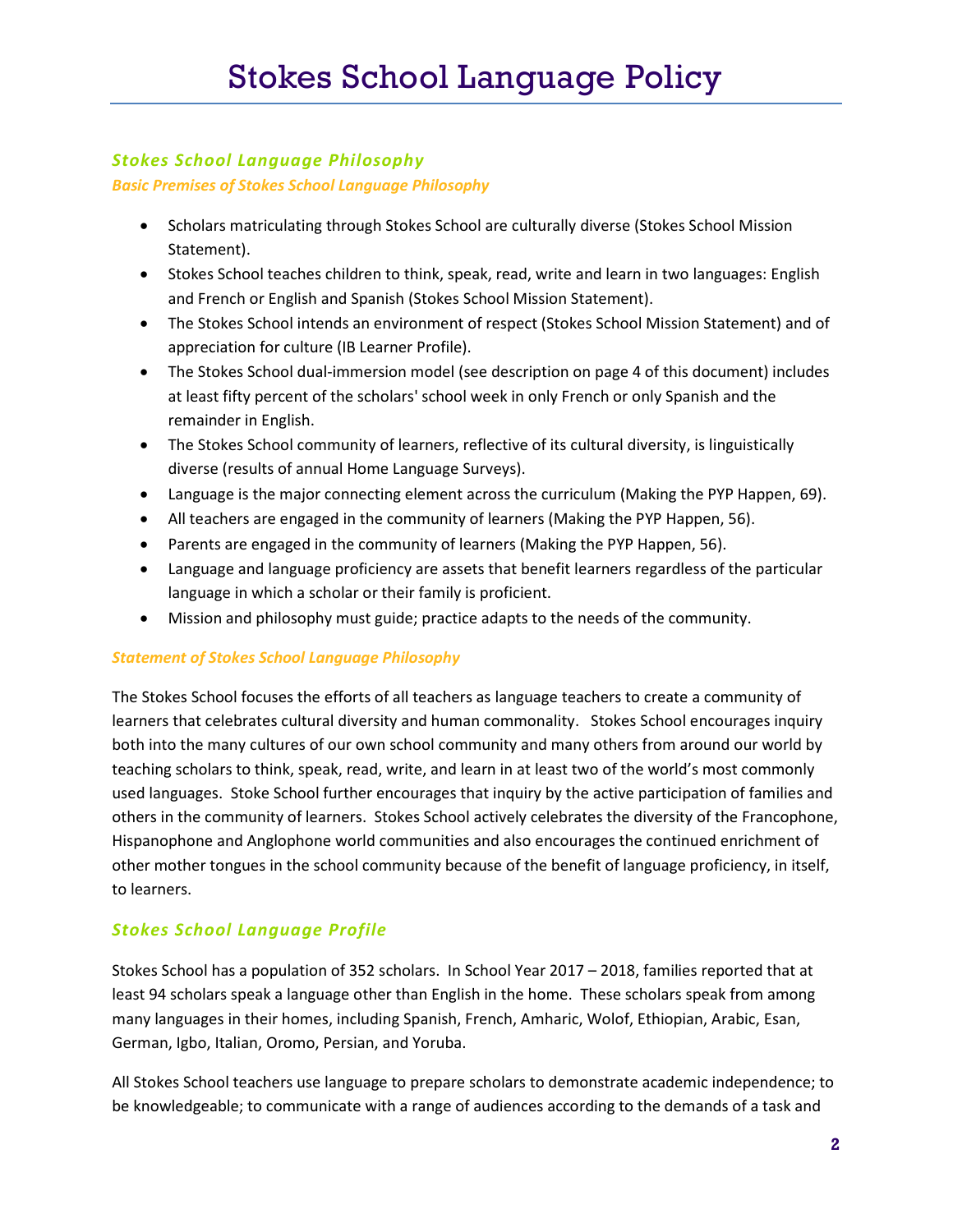# Stokes School Language Policy

## *Stokes School Language Philosophy*

### *Basic Premises of Stokes School Language Philosophy*

- Scholars matriculating through Stokes School are culturally diverse (Stokes School Mission Statement).
- Stokes School teaches children to think, speak, read, write and learn in two languages: English and French or English and Spanish (Stokes School Mission Statement).
- The Stokes School intends an environment of respect (Stokes School Mission Statement) and of appreciation for culture (IB Learner Profile).
- The Stokes School dual-immersion model (see description on page 4 of this document) includes at least fifty percent of the scholars' school week in only French or only Spanish and the remainder in English.
- The Stokes School community of learners, reflective of its cultural diversity, is linguistically diverse (results of annual Home Language Surveys).
- Language is the major connecting element across the curriculum (Making the PYP Happen, 69).
- All teachers are engaged in the community of learners (Making the PYP Happen, 56).
- Parents are engaged in the community of learners (Making the PYP Happen, 56).
- Language and language proficiency are assets that benefit learners regardless of the particular language in which a scholar or their family is proficient.
- Mission and philosophy must guide; practice adapts to the needs of the community.

### *Statement of Stokes School Language Philosophy*

The Stokes School focuses the efforts of all teachers as language teachers to create a community of learners that celebrates cultural diversity and human commonality. Stokes School encourages inquiry both into the many cultures of our own school community and many others from around our world by teaching scholars to think, speak, read, write, and learn in at least two of the world's most commonly used languages. Stoke School further encourages that inquiry by the active participation of families and others in the community of learners. Stokes School actively celebrates the diversity of the Francophone, Hispanophone and Anglophone world communities and also encourages the continued enrichment of other mother tongues in the school community because of the benefit of language proficiency, in itself, to learners.

## *Stokes School Language Profile*

Stokes School has a population of 352 scholars. In School Year 2017 – 2018, families reported that at least 94 scholars speak a language other than English in the home. These scholars speak from among many languages in their homes, including Spanish, French, Amharic, Wolof, Ethiopian, Arabic, Esan, German, Igbo, Italian, Oromo, Persian, and Yoruba.

All Stokes School teachers use language to prepare scholars to demonstrate academic independence; to be knowledgeable; to communicate with a range of audiences according to the demands of a task and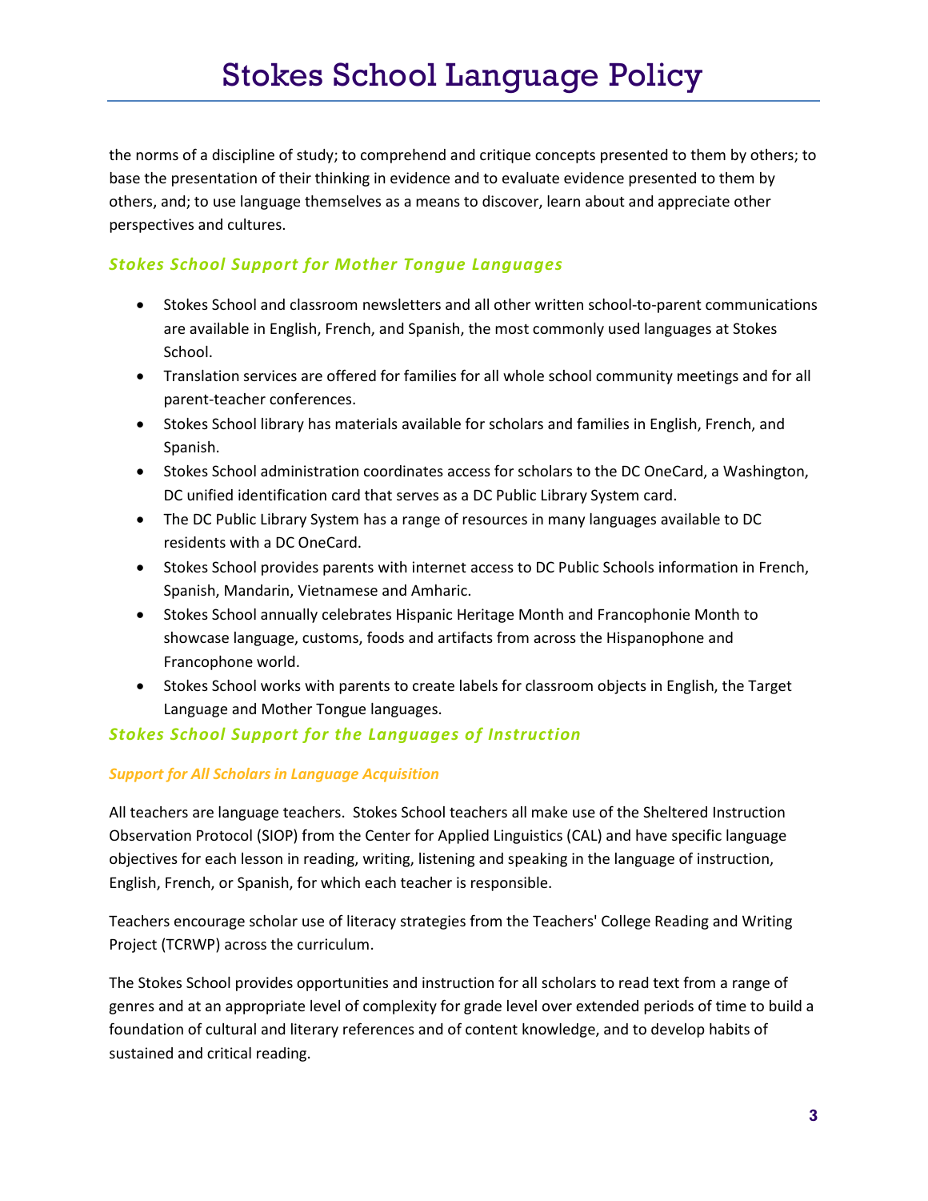the norms of a discipline of study; to comprehend and critique concepts presented to them by others; to base the presentation of their thinking in evidence and to evaluate evidence presented to them by others, and; to use language themselves as a means to discover, learn about and appreciate other perspectives and cultures.

## *Stokes School Support for Mother Tongue Languages*

- Stokes School and classroom newsletters and all other written school-to-parent communications are available in English, French, and Spanish, the most commonly used languages at Stokes School.
- Translation services are offered for families for all whole school community meetings and for all parent-teacher conferences.
- Stokes School library has materials available for scholars and families in English, French, and Spanish.
- Stokes School administration coordinates access for scholars to the DC OneCard, a Washington, DC unified identification card that serves as a DC Public Library System card.
- The DC Public Library System has a range of resources in many languages available to DC residents with a DC OneCard.
- Stokes School provides parents with internet access to DC Public Schools information in French, Spanish, Mandarin, Vietnamese and Amharic.
- Stokes School annually celebrates Hispanic Heritage Month and Francophonie Month to showcase language, customs, foods and artifacts from across the Hispanophone and Francophone world.
- Stokes School works with parents to create labels for classroom objects in English, the Target Language and Mother Tongue languages.

## *Stokes School Support for the Languages of Instruction*

### *Support for All Scholars in Language Acquisition*

All teachers are language teachers. Stokes School teachers all make use of the Sheltered Instruction Observation Protocol (SIOP) from the Center for Applied Linguistics (CAL) and have specific language objectives for each lesson in reading, writing, listening and speaking in the language of instruction, English, French, or Spanish, for which each teacher is responsible.

Teachers encourage scholar use of literacy strategies from the Teachers' College Reading and Writing Project (TCRWP) across the curriculum.

The Stokes School provides opportunities and instruction for all scholars to read text from a range of genres and at an appropriate level of complexity for grade level over extended periods of time to build a foundation of cultural and literary references and of content knowledge, and to develop habits of sustained and critical reading.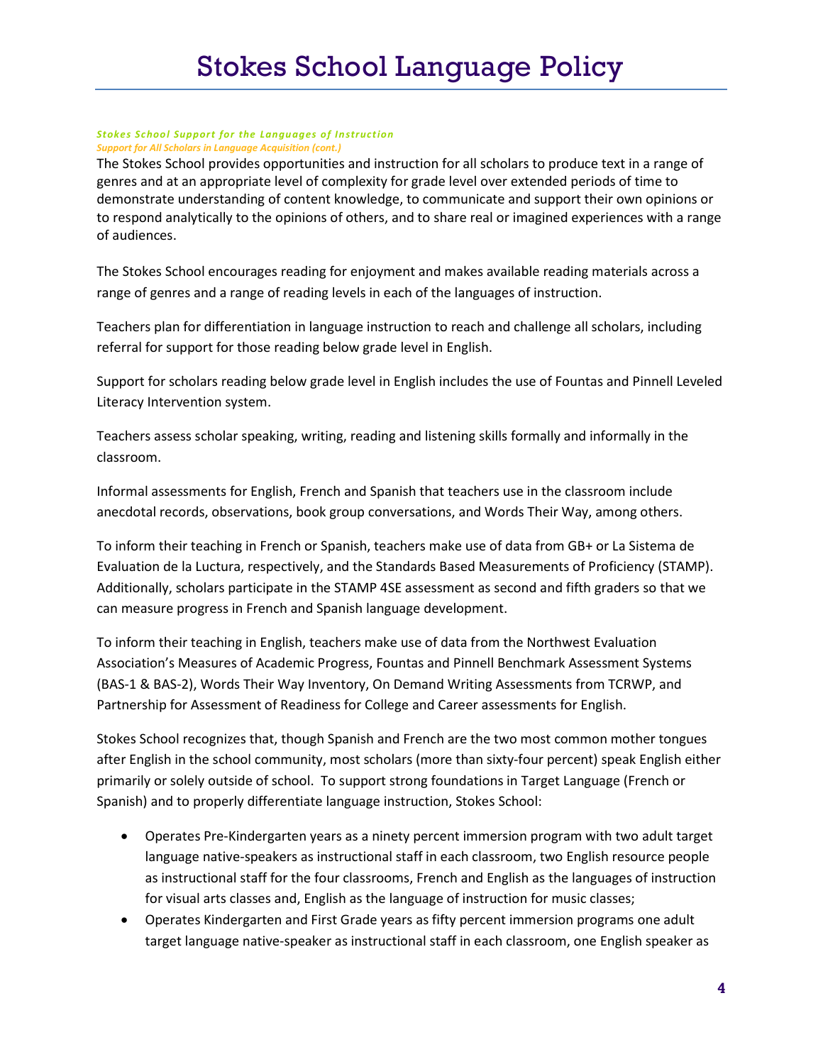# Stokes School Language Policy

***Stokes School Support for the Languages of Instruction***

***Support for All Scholars in Language Acquisition (cont.)***

The Stokes School provides opportunities and instruction for all scholars to produce text in a range of genres and at an appropriate level of complexity for grade level over extended periods of time to demonstrate understanding of content knowledge, to communicate and support their own opinions or to respond analytically to the opinions of others, and to share real or imagined experiences with a range of audiences.

The Stokes School encourages reading for enjoyment and makes available reading materials across a range of genres and a range of reading levels in each of the languages of instruction.

Teachers plan for differentiation in language instruction to reach and challenge all scholars, including referral for support for those reading below grade level in English.

Support for scholars reading below grade level in English includes the use of Fountas and Pinnell Leveled Literacy Intervention system.

Teachers assess scholar speaking, writing, reading and listening skills formally and informally in the classroom.

Informal assessments for English, French and Spanish that teachers use in the classroom include anecdotal records, observations, book group conversations, and Words Their Way, among others.

To inform their teaching in French or Spanish, teachers make use of data from GB+ or La Sistema de Evaluation de la Luctura, respectively, and the Standards Based Measurements of Proficiency (STAMP). Additionally, scholars participate in the STAMP 4SE assessment as second and fifth graders so that we can measure progress in French and Spanish language development.

To inform their teaching in English, teachers make use of data from the Northwest Evaluation Association's Measures of Academic Progress, Fountas and Pinnell Benchmark Assessment Systems (BAS-1 & BAS-2), Words Their Way Inventory, On Demand Writing Assessments from TCRWP, and Partnership for Assessment of Readiness for College and Career assessments for English.

Stokes School recognizes that, though Spanish and French are the two most common mother tongues after English in the school community, most scholars (more than sixty-four percent) speak English either primarily or solely outside of school. To support strong foundations in Target Language (French or Spanish) and to properly differentiate language instruction, Stokes School:

- Operates Pre-Kindergarten years as a ninety percent immersion program with two adult target language native-speakers as instructional staff in each classroom, two English resource people as instructional staff for the four classrooms, French and English as the languages of instruction for visual arts classes and, English as the language of instruction for music classes;
- Operates Kindergarten and First Grade years as fifty percent immersion programs one adult target language native-speaker as instructional staff in each classroom, one English speaker as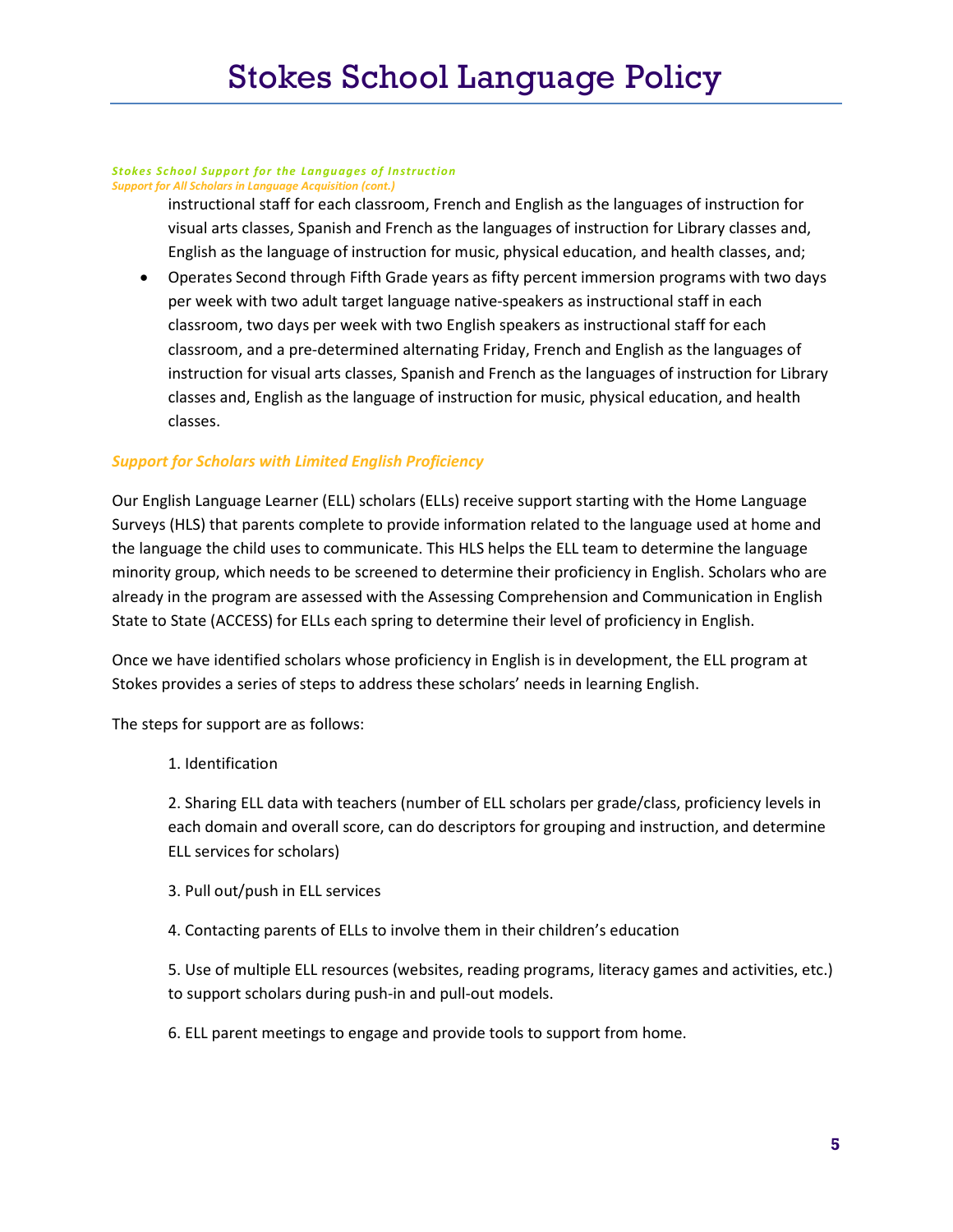*Stokes School Support for the Languages of Instruction*

*Support for All Scholars in Language Acquisition (cont.)*

instructional staff for each classroom, French and English as the languages of instruction for visual arts classes, Spanish and French as the languages of instruction for Library classes and, English as the language of instruction for music, physical education, and health classes, and;

- Operates Second through Fifth Grade years as fifty percent immersion programs with two days per week with two adult target language native-speakers as instructional staff in each classroom, two days per week with two English speakers as instructional staff for each classroom, and a pre-determined alternating Friday, French and English as the languages of instruction for visual arts classes, Spanish and French as the languages of instruction for Library classes and, English as the language of instruction for music, physical education, and health classes.

### *Support for Scholars with Limited English Proficiency*

Our English Language Learner (ELL) scholars (ELLs) receive support starting with the Home Language Surveys (HLS) that parents complete to provide information related to the language used at home and the language the child uses to communicate. This HLS helps the ELL team to determine the language minority group, which needs to be screened to determine their proficiency in English. Scholars who are already in the program are assessed with the Assessing Comprehension and Communication in English State to State (ACCESS) for ELLs each spring to determine their level of proficiency in English.

Once we have identified scholars whose proficiency in English is in development, the ELL program at Stokes provides a series of steps to address these scholars' needs in learning English.

The steps for support are as follows:

1. Identification

2. Sharing ELL data with teachers (number of ELL scholars per grade/class, proficiency levels in each domain and overall score, can do descriptors for grouping and instruction, and determine ELL services for scholars)

3. Pull out/push in ELL services

4. Contacting parents of ELLs to involve them in their children's education

5. Use of multiple ELL resources (websites, reading programs, literacy games and activities, etc.) to support scholars during push-in and pull-out models.

6. ELL parent meetings to engage and provide tools to support from home.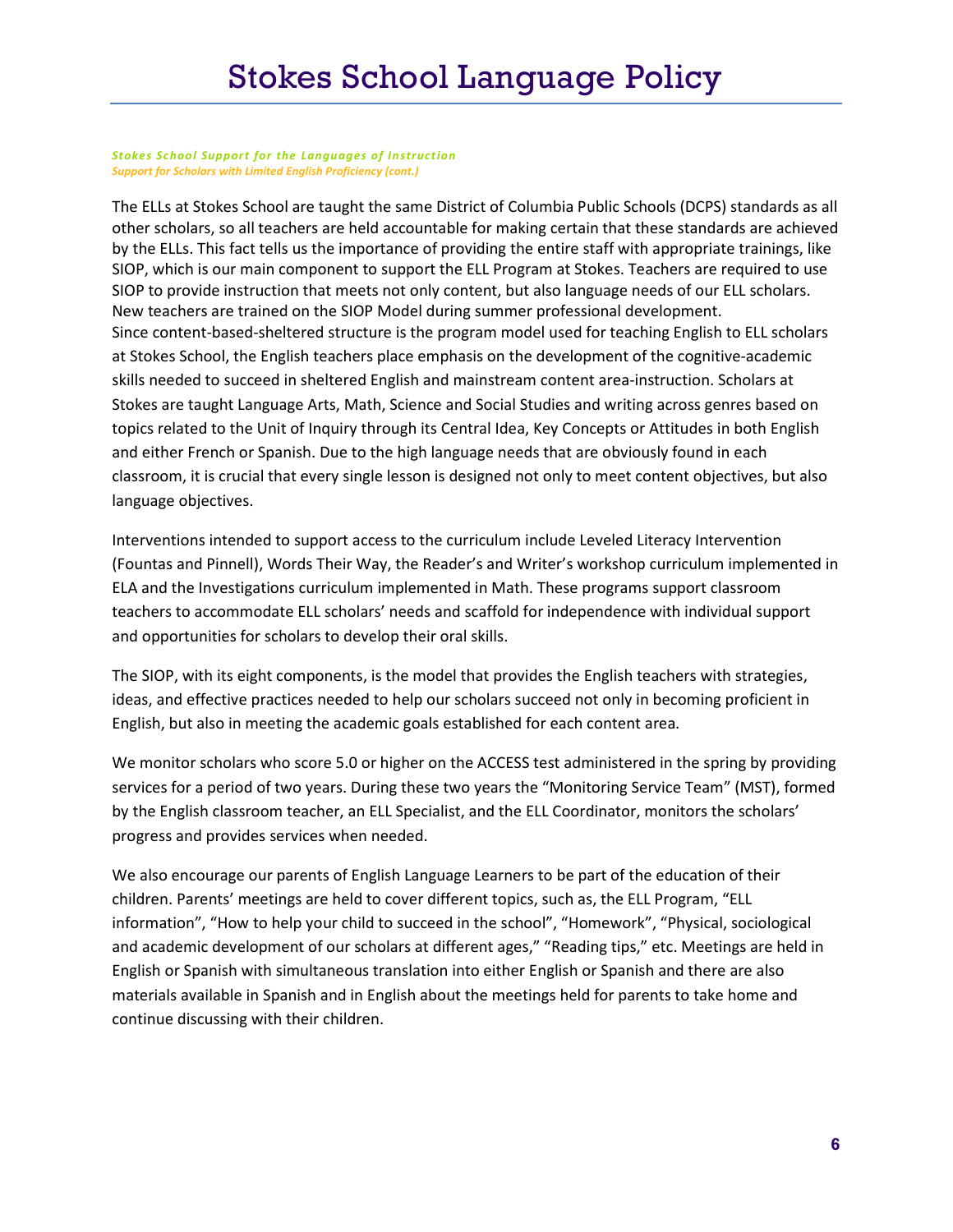# Stokes School Language Policy

***Stokes School Support for the Languages of Instruction***
***Support for Scholars with Limited English Proficiency (cont.)***

The ELLs at Stokes School are taught the same District of Columbia Public Schools (DCPS) standards as all other scholars, so all teachers are held accountable for making certain that these standards are achieved by the ELLs. This fact tells us the importance of providing the entire staff with appropriate trainings, like SIOP, which is our main component to support the ELL Program at Stokes. Teachers are required to use SIOP to provide instruction that meets not only content, but also language needs of our ELL scholars. New teachers are trained on the SIOP Model during summer professional development.
Since content-based-sheltered structure is the program model used for teaching English to ELL scholars at Stokes School, the English teachers place emphasis on the development of the cognitive-academic skills needed to succeed in sheltered English and mainstream content area-instruction. Scholars at Stokes are taught Language Arts, Math, Science and Social Studies and writing across genres based on topics related to the Unit of Inquiry through its Central Idea, Key Concepts or Attitudes in both English and either French or Spanish. Due to the high language needs that are obviously found in each classroom, it is crucial that every single lesson is designed not only to meet content objectives, but also language objectives.

Interventions intended to support access to the curriculum include Leveled Literacy Intervention (Fountas and Pinnell), Words Their Way, the Reader's and Writer's workshop curriculum implemented in ELA and the Investigations curriculum implemented in Math. These programs support classroom teachers to accommodate ELL scholars' needs and scaffold for independence with individual support and opportunities for scholars to develop their oral skills.

The SIOP, with its eight components, is the model that provides the English teachers with strategies, ideas, and effective practices needed to help our scholars succeed not only in becoming proficient in English, but also in meeting the academic goals established for each content area.

We monitor scholars who score 5.0 or higher on the ACCESS test administered in the spring by providing services for a period of two years. During these two years the "Monitoring Service Team" (MST), formed by the English classroom teacher, an ELL Specialist, and the ELL Coordinator, monitors the scholars' progress and provides services when needed.

We also encourage our parents of English Language Learners to be part of the education of their children. Parents' meetings are held to cover different topics, such as, the ELL Program, "ELL information", "How to help your child to succeed in the school", "Homework", "Physical, sociological and academic development of our scholars at different ages," "Reading tips," etc. Meetings are held in English or Spanish with simultaneous translation into either English or Spanish and there are also materials available in Spanish and in English about the meetings held for parents to take home and continue discussing with their children.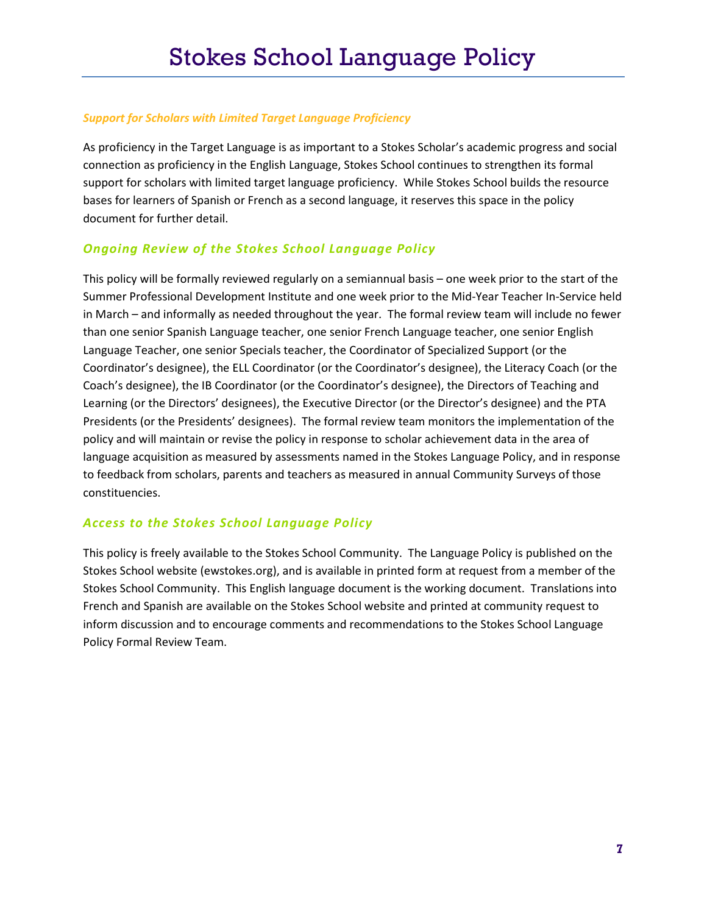# Stokes School Language Policy

### *Support for Scholars with Limited Target Language Proficiency*

As proficiency in the Target Language is as important to a Stokes Scholar's academic progress and social connection as proficiency in the English Language, Stokes School continues to strengthen its formal support for scholars with limited target language proficiency. While Stokes School builds the resource bases for learners of Spanish or French as a second language, it reserves this space in the policy document for further detail.

## *Ongoing Review of the Stokes School Language Policy*

This policy will be formally reviewed regularly on a semiannual basis – one week prior to the start of the Summer Professional Development Institute and one week prior to the Mid-Year Teacher In-Service held in March – and informally as needed throughout the year. The formal review team will include no fewer than one senior Spanish Language teacher, one senior French Language teacher, one senior English Language Teacher, one senior Specials teacher, the Coordinator of Specialized Support (or the Coordinator's designee), the ELL Coordinator (or the Coordinator's designee), the Literacy Coach (or the Coach's designee), the IB Coordinator (or the Coordinator's designee), the Directors of Teaching and Learning (or the Directors' designees), the Executive Director (or the Director's designee) and the PTA Presidents (or the Presidents' designees). The formal review team monitors the implementation of the policy and will maintain or revise the policy in response to scholar achievement data in the area of language acquisition as measured by assessments named in the Stokes Language Policy, and in response to feedback from scholars, parents and teachers as measured in annual Community Surveys of those constituencies.

## *Access to the Stokes School Language Policy*

This policy is freely available to the Stokes School Community. The Language Policy is published on the Stokes School website (ewstokes.org), and is available in printed form at request from a member of the Stokes School Community. This English language document is the working document. Translations into French and Spanish are available on the Stokes School website and printed at community request to inform discussion and to encourage comments and recommendations to the Stokes School Language Policy Formal Review Team.